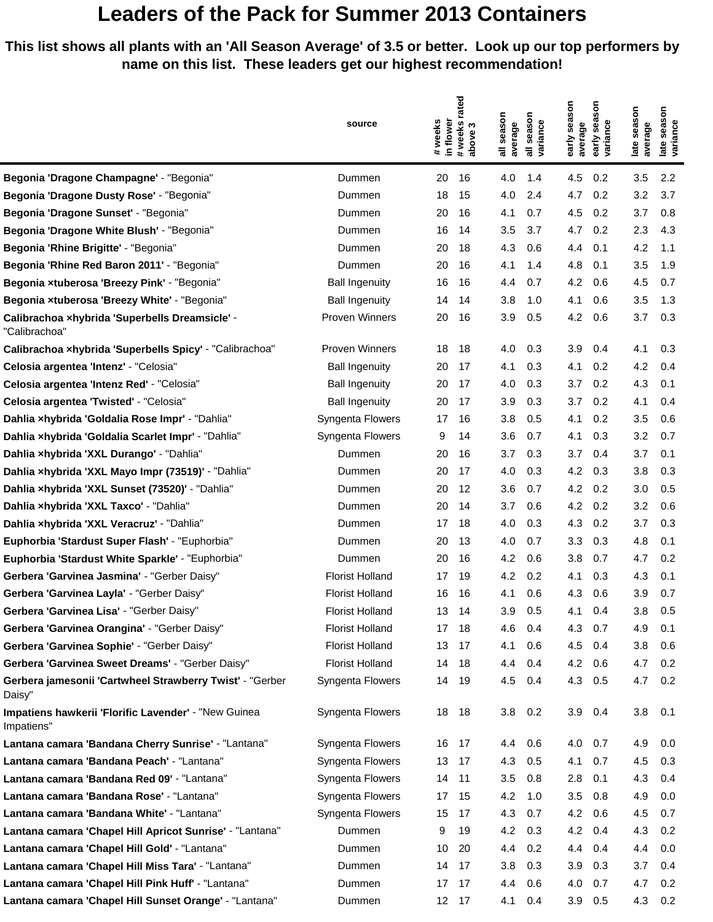# Leaders of the Pack for Summer 2013 Containers

**This list shows all plants with an 'All Season Average' of 3.5 or better. Look up our top performers by name on this list. These leaders get our highest recommendation!**

| | source | # weeks in flower | # weeks rated above 3 | all season average | all season variance | early season average | early season variance | late season average | late season variance |
|---|---|---|---|---|---|---|---|---|---|
| **Begonia 'Dragone Champagne'** - "Begonia" | Dummen | 20 | 16 | 4.0 | 1.4 | 4.5 | 0.2 | 3.5 | 2.2 |
| **Begonia 'Dragone Dusty Rose'** - "Begonia" | Dummen | 18 | 15 | 4.0 | 2.4 | 4.7 | 0.2 | 3.2 | 3.7 |
| **Begonia 'Dragone Sunset'** - "Begonia" | Dummen | 20 | 16 | 4.1 | 0.7 | 4.5 | 0.2 | 3.7 | 0.8 |
| **Begonia 'Dragone White Blush'** - "Begonia" | Dummen | 16 | 14 | 3.5 | 3.7 | 4.7 | 0.2 | 2.3 | 4.3 |
| **Begonia 'Rhine Brigitte'** - "Begonia" | Dummen | 20 | 18 | 4.3 | 0.6 | 4.4 | 0.1 | 4.2 | 1.1 |
| **Begonia 'Rhine Red Baron 2011'** - "Begonia" | Dummen | 20 | 16 | 4.1 | 1.4 | 4.8 | 0.1 | 3.5 | 1.9 |
| **Begonia ×tuberosa 'Breezy Pink'** - "Begonia" | Ball Ingenuity | 16 | 16 | 4.4 | 0.7 | 4.2 | 0.6 | 4.5 | 0.7 |
| **Begonia ×tuberosa 'Breezy White'** - "Begonia" | Ball Ingenuity | 14 | 14 | 3.8 | 1.0 | 4.1 | 0.6 | 3.5 | 1.3 |
| **Calibrachoa ×hybrida 'Superbells Dreamsicle'** - "Calibrachoa" | Proven Winners | 20 | 16 | 3.9 | 0.5 | 4.2 | 0.6 | 3.7 | 0.3 |
| **Calibrachoa ×hybrida 'Superbells Spicy'** - "Calibrachoa" | Proven Winners | 18 | 18 | 4.0 | 0.3 | 3.9 | 0.4 | 4.1 | 0.3 |
| **Celosia argentea 'Intenz'** - "Celosia" | Ball Ingenuity | 20 | 17 | 4.1 | 0.3 | 4.1 | 0.2 | 4.2 | 0.4 |
| **Celosia argentea 'Intenz Red'** - "Celosia" | Ball Ingenuity | 20 | 17 | 4.0 | 0.3 | 3.7 | 0.2 | 4.3 | 0.1 |
| **Celosia argentea 'Twisted'** - "Celosia" | Ball Ingenuity | 20 | 17 | 3.9 | 0.3 | 3.7 | 0.2 | 4.1 | 0.4 |
| **Dahlia ×hybrida 'Goldalia Rose Impr'** - "Dahlia" | Syngenta Flowers | 17 | 16 | 3.8 | 0.5 | 4.1 | 0.2 | 3.5 | 0.6 |
| **Dahlia ×hybrida 'Goldalia Scarlet Impr'** - "Dahlia" | Syngenta Flowers | 9 | 14 | 3.6 | 0.7 | 4.1 | 0.3 | 3.2 | 0.7 |
| **Dahlia ×hybrida 'XXL Durango'** - "Dahlia" | Dummen | 20 | 16 | 3.7 | 0.3 | 3.7 | 0.4 | 3.7 | 0.1 |
| **Dahlia ×hybrida 'XXL Mayo Impr (73519)'** - "Dahlia" | Dummen | 20 | 17 | 4.0 | 0.3 | 4.2 | 0.3 | 3.8 | 0.3 |
| **Dahlia ×hybrida 'XXL Sunset (73520)'** - "Dahlia" | Dummen | 20 | 12 | 3.6 | 0.7 | 4.2 | 0.2 | 3.0 | 0.5 |
| **Dahlia ×hybrida 'XXL Taxco'** - "Dahlia" | Dummen | 20 | 14 | 3.7 | 0.6 | 4.2 | 0.2 | 3.2 | 0.6 |
| **Dahlia ×hybrida 'XXL Veracruz'** - "Dahlia" | Dummen | 17 | 18 | 4.0 | 0.3 | 4.3 | 0.2 | 3.7 | 0.3 |
| **Euphorbia 'Stardust Super Flash'** - "Euphorbia" | Dummen | 20 | 13 | 4.0 | 0.7 | 3.3 | 0.3 | 4.8 | 0.1 |
| **Euphorbia 'Stardust White Sparkle'** - "Euphorbia" | Dummen | 20 | 16 | 4.2 | 0.6 | 3.8 | 0.7 | 4.7 | 0.2 |
| **Gerbera 'Garvinea Jasmina'** - "Gerber Daisy" | Florist Holland | 17 | 19 | 4.2 | 0.2 | 4.1 | 0.3 | 4.3 | 0.1 |
| **Gerbera 'Garvinea Layla'** - "Gerber Daisy" | Florist Holland | 16 | 16 | 4.1 | 0.6 | 4.3 | 0.6 | 3.9 | 0.7 |
| **Gerbera 'Garvinea Lisa'** - "Gerber Daisy" | Florist Holland | 13 | 14 | 3.9 | 0.5 | 4.1 | 0.4 | 3.8 | 0.5 |
| **Gerbera 'Garvinea Orangina'** - "Gerber Daisy" | Florist Holland | 17 | 18 | 4.6 | 0.4 | 4.3 | 0.7 | 4.9 | 0.1 |
| **Gerbera 'Garvinea Sophie'** - "Gerber Daisy" | Florist Holland | 13 | 17 | 4.1 | 0.6 | 4.5 | 0.4 | 3.8 | 0.6 |
| **Gerbera 'Garvinea Sweet Dreams'** - "Gerber Daisy" | Florist Holland | 14 | 18 | 4.4 | 0.4 | 4.2 | 0.6 | 4.7 | 0.2 |
| **Gerbera jamesonii 'Cartwheel Strawberry Twist'** - "Gerber Daisy" | Syngenta Flowers | 14 | 19 | 4.5 | 0.4 | 4.3 | 0.5 | 4.7 | 0.2 |
| **Impatiens hawkerii 'Florific Lavender'** - "New Guinea Impatiens" | Syngenta Flowers | 18 | 18 | 3.8 | 0.2 | 3.9 | 0.4 | 3.8 | 0.1 |
| **Lantana camara 'Bandana Cherry Sunrise'** - "Lantana" | Syngenta Flowers | 16 | 17 | 4.4 | 0.6 | 4.0 | 0.7 | 4.9 | 0.0 |
| **Lantana camara 'Bandana Peach'** - "Lantana" | Syngenta Flowers | 13 | 17 | 4.3 | 0.5 | 4.1 | 0.7 | 4.5 | 0.3 |
| **Lantana camara 'Bandana Red 09'** - "Lantana" | Syngenta Flowers | 14 | 11 | 3.5 | 0.8 | 2.8 | 0.1 | 4.3 | 0.4 |
| **Lantana camara 'Bandana Rose'** - "Lantana" | Syngenta Flowers | 17 | 15 | 4.2 | 1.0 | 3.5 | 0.8 | 4.9 | 0.0 |
| **Lantana camara 'Bandana White'** - "Lantana" | Syngenta Flowers | 15 | 17 | 4.3 | 0.7 | 4.2 | 0.6 | 4.5 | 0.7 |
| **Lantana camara 'Chapel Hill Apricot Sunrise'** - "Lantana" | Dummen | 9 | 19 | 4.2 | 0.3 | 4.2 | 0.4 | 4.3 | 0.2 |
| **Lantana camara 'Chapel Hill Gold'** - "Lantana" | Dummen | 10 | 20 | 4.4 | 0.2 | 4.4 | 0.4 | 4.4 | 0.0 |
| **Lantana camara 'Chapel Hill Miss Tara'** - "Lantana" | Dummen | 14 | 17 | 3.8 | 0.3 | 3.9 | 0.3 | 3.7 | 0.4 |
| **Lantana camara 'Chapel Hill Pink Huff'** - "Lantana" | Dummen | 17 | 17 | 4.4 | 0.6 | 4.0 | 0.7 | 4.7 | 0.2 |
| **Lantana camara 'Chapel Hill Sunset Orange'** - "Lantana" | Dummen | 12 | 17 | 4.1 | 0.4 | 3.9 | 0.5 | 4.3 | 0.2 |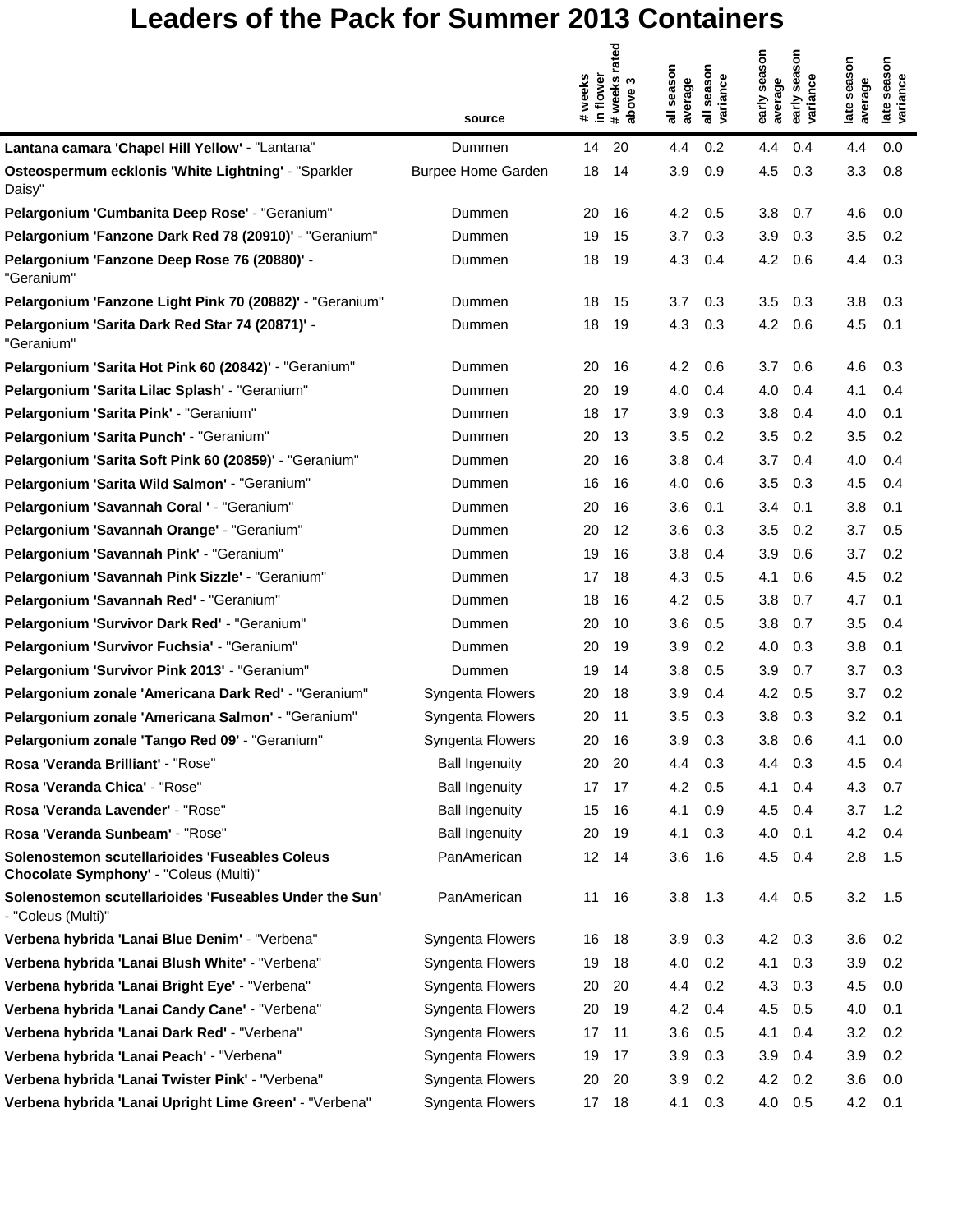# Leaders of the Pack for Summer 2013 Containers

| | source | # weeks in flower | # weeks rated above 3 | all season average | all season variance | early season average | early season variance | late season average | late season variance |
|---|---|---|---|---|---|---|---|---|---|
| **Lantana camara 'Chapel Hill Yellow'** - "Lantana" | Dummen | 14 | 20 | 4.4 | 0.2 | 4.4 | 0.4 | 4.4 | 0.0 |
| **Osteospermum ecklonis 'White Lightning'** - "Sparkler Daisy" | Burpee Home Garden | 18 | 14 | 3.9 | 0.9 | 4.5 | 0.3 | 3.3 | 0.8 |
| **Pelargonium 'Cumbanita Deep Rose'** - "Geranium" | Dummen | 20 | 16 | 4.2 | 0.5 | 3.8 | 0.7 | 4.6 | 0.0 |
| **Pelargonium 'Fanzone Dark Red 78 (20910)'** - "Geranium" | Dummen | 19 | 15 | 3.7 | 0.3 | 3.9 | 0.3 | 3.5 | 0.2 |
| **Pelargonium 'Fanzone Deep Rose 76 (20880)'** - "Geranium" | Dummen | 18 | 19 | 4.3 | 0.4 | 4.2 | 0.6 | 4.4 | 0.3 |
| **Pelargonium 'Fanzone Light Pink 70 (20882)'** - "Geranium" | Dummen | 18 | 15 | 3.7 | 0.3 | 3.5 | 0.3 | 3.8 | 0.3 |
| **Pelargonium 'Sarita Dark Red Star 74 (20871)'** - "Geranium" | Dummen | 18 | 19 | 4.3 | 0.3 | 4.2 | 0.6 | 4.5 | 0.1 |
| **Pelargonium 'Sarita Hot Pink 60 (20842)'** - "Geranium" | Dummen | 20 | 16 | 4.2 | 0.6 | 3.7 | 0.6 | 4.6 | 0.3 |
| **Pelargonium 'Sarita Lilac Splash'** - "Geranium" | Dummen | 20 | 19 | 4.0 | 0.4 | 4.0 | 0.4 | 4.1 | 0.4 |
| **Pelargonium 'Sarita Pink'** - "Geranium" | Dummen | 18 | 17 | 3.9 | 0.3 | 3.8 | 0.4 | 4.0 | 0.1 |
| **Pelargonium 'Sarita Punch'** - "Geranium" | Dummen | 20 | 13 | 3.5 | 0.2 | 3.5 | 0.2 | 3.5 | 0.2 |
| **Pelargonium 'Sarita Soft Pink 60 (20859)'** - "Geranium" | Dummen | 20 | 16 | 3.8 | 0.4 | 3.7 | 0.4 | 4.0 | 0.4 |
| **Pelargonium 'Sarita Wild Salmon'** - "Geranium" | Dummen | 16 | 16 | 4.0 | 0.6 | 3.5 | 0.3 | 4.5 | 0.4 |
| **Pelargonium 'Savannah Coral '** - "Geranium" | Dummen | 20 | 16 | 3.6 | 0.1 | 3.4 | 0.1 | 3.8 | 0.1 |
| **Pelargonium 'Savannah Orange'** - "Geranium" | Dummen | 20 | 12 | 3.6 | 0.3 | 3.5 | 0.2 | 3.7 | 0.5 |
| **Pelargonium 'Savannah Pink'** - "Geranium" | Dummen | 19 | 16 | 3.8 | 0.4 | 3.9 | 0.6 | 3.7 | 0.2 |
| **Pelargonium 'Savannah Pink Sizzle'** - "Geranium" | Dummen | 17 | 18 | 4.3 | 0.5 | 4.1 | 0.6 | 4.5 | 0.2 |
| **Pelargonium 'Savannah Red'** - "Geranium" | Dummen | 18 | 16 | 4.2 | 0.5 | 3.8 | 0.7 | 4.7 | 0.1 |
| **Pelargonium 'Survivor Dark Red'** - "Geranium" | Dummen | 20 | 10 | 3.6 | 0.5 | 3.8 | 0.7 | 3.5 | 0.4 |
| **Pelargonium 'Survivor Fuchsia'** - "Geranium" | Dummen | 20 | 19 | 3.9 | 0.2 | 4.0 | 0.3 | 3.8 | 0.1 |
| **Pelargonium 'Survivor Pink 2013'** - "Geranium" | Dummen | 19 | 14 | 3.8 | 0.5 | 3.9 | 0.7 | 3.7 | 0.3 |
| **Pelargonium zonale 'Americana Dark Red'** - "Geranium" | Syngenta Flowers | 20 | 18 | 3.9 | 0.4 | 4.2 | 0.5 | 3.7 | 0.2 |
| **Pelargonium zonale 'Americana Salmon'** - "Geranium" | Syngenta Flowers | 20 | 11 | 3.5 | 0.3 | 3.8 | 0.3 | 3.2 | 0.1 |
| **Pelargonium zonale 'Tango Red 09'** - "Geranium" | Syngenta Flowers | 20 | 16 | 3.9 | 0.3 | 3.8 | 0.6 | 4.1 | 0.0 |
| **Rosa 'Veranda Brilliant'** - "Rose" | Ball Ingenuity | 20 | 20 | 4.4 | 0.3 | 4.4 | 0.3 | 4.5 | 0.4 |
| **Rosa 'Veranda Chica'** - "Rose" | Ball Ingenuity | 17 | 17 | 4.2 | 0.5 | 4.1 | 0.4 | 4.3 | 0.7 |
| **Rosa 'Veranda Lavender'** - "Rose" | Ball Ingenuity | 15 | 16 | 4.1 | 0.9 | 4.5 | 0.4 | 3.7 | 1.2 |
| **Rosa 'Veranda Sunbeam'** - "Rose" | Ball Ingenuity | 20 | 19 | 4.1 | 0.3 | 4.0 | 0.1 | 4.2 | 0.4 |
| **Solenostemon scutellarioides 'Fuseables Coleus Chocolate Symphony'** - "Coleus (Multi)" | PanAmerican | 12 | 14 | 3.6 | 1.6 | 4.5 | 0.4 | 2.8 | 1.5 |
| **Solenostemon scutellarioides 'Fuseables Under the Sun'** - "Coleus (Multi)" | PanAmerican | 11 | 16 | 3.8 | 1.3 | 4.4 | 0.5 | 3.2 | 1.5 |
| **Verbena hybrida 'Lanai Blue Denim'** - "Verbena" | Syngenta Flowers | 16 | 18 | 3.9 | 0.3 | 4.2 | 0.3 | 3.6 | 0.2 |
| **Verbena hybrida 'Lanai Blush White'** - "Verbena" | Syngenta Flowers | 19 | 18 | 4.0 | 0.2 | 4.1 | 0.3 | 3.9 | 0.2 |
| **Verbena hybrida 'Lanai Bright Eye'** - "Verbena" | Syngenta Flowers | 20 | 20 | 4.4 | 0.2 | 4.3 | 0.3 | 4.5 | 0.0 |
| **Verbena hybrida 'Lanai Candy Cane'** - "Verbena" | Syngenta Flowers | 20 | 19 | 4.2 | 0.4 | 4.5 | 0.5 | 4.0 | 0.1 |
| **Verbena hybrida 'Lanai Dark Red'** - "Verbena" | Syngenta Flowers | 17 | 11 | 3.6 | 0.5 | 4.1 | 0.4 | 3.2 | 0.2 |
| **Verbena hybrida 'Lanai Peach'** - "Verbena" | Syngenta Flowers | 19 | 17 | 3.9 | 0.3 | 3.9 | 0.4 | 3.9 | 0.2 |
| **Verbena hybrida 'Lanai Twister Pink'** - "Verbena" | Syngenta Flowers | 20 | 20 | 3.9 | 0.2 | 4.2 | 0.2 | 3.6 | 0.0 |
| **Verbena hybrida 'Lanai Upright Lime Green'** - "Verbena" | Syngenta Flowers | 17 | 18 | 4.1 | 0.3 | 4.0 | 0.5 | 4.2 | 0.1 |